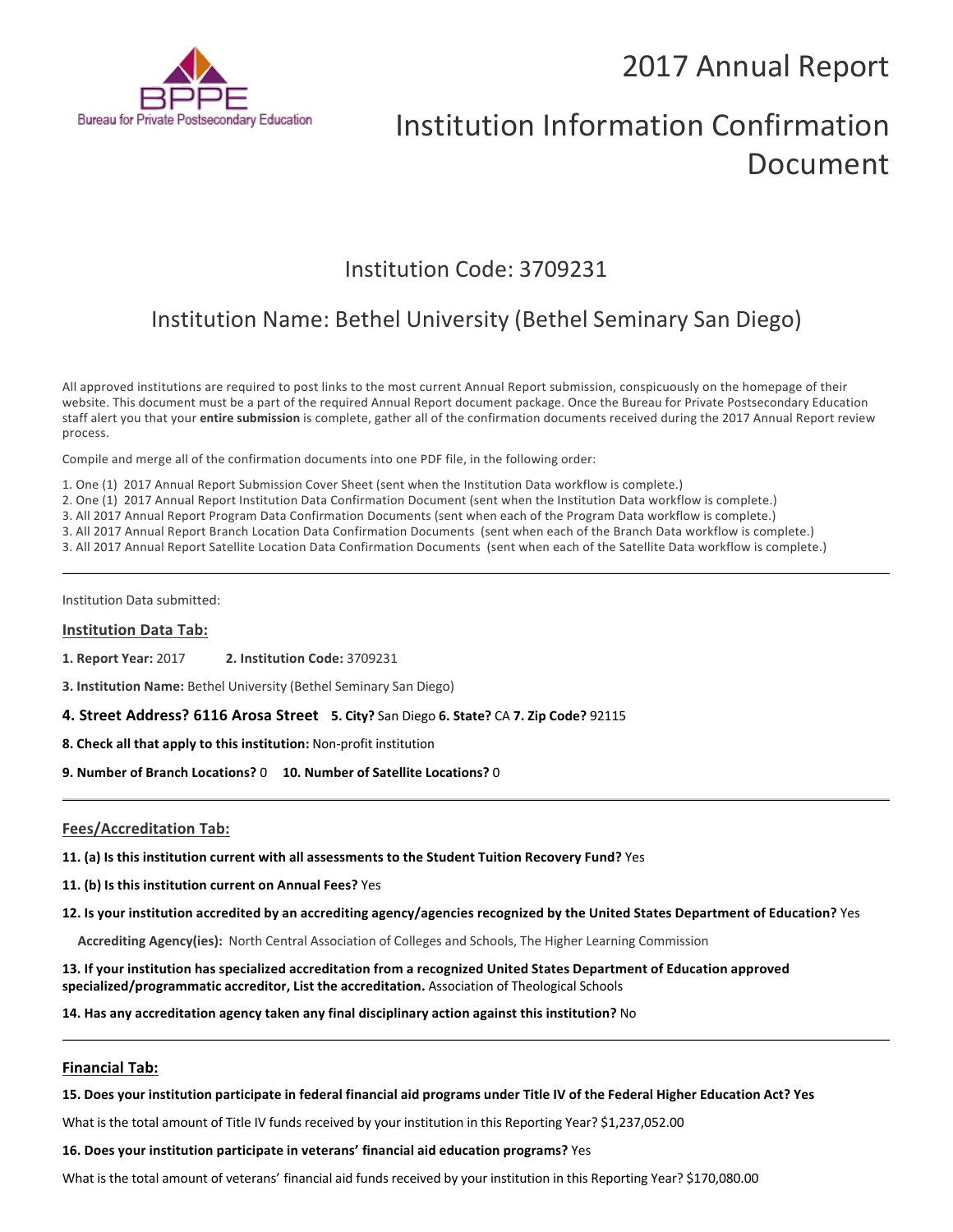Bureau for Private Postsecondary Education

# 2017 Annual Report

# Institution Information Confirmation Document

## Institution Code: 3709231

## Institution Name: Bethel University (Bethel Seminary San Diego)

All approved institutions are required to post links to the most current Annual Report submission, conspicuously on the homepage of their website. This document must be a part of the required Annual Report document package. Once the Bureau for Private Postsecondary Education staff alert you that your **entire submission** is complete, gather all of the confirmation documents received during the 2017 Annual Report review process.

Compile and merge all of the confirmation documents into one PDF file, in the following order:

1. One (1) 2017 Annual Report Submission Cover Sheet (sent when the Institution Data workflow is complete.)
2. One (1) 2017 Annual Report Institution Data Confirmation Document (sent when the Institution Data workflow is complete.)
3. All 2017 Annual Report Program Data Confirmation Documents (sent when each of the Program Data workflow is complete.)
3. All 2017 Annual Report Branch Location Data Confirmation Documents (sent when each of the Branch Data workflow is complete.)
3. All 2017 Annual Report Satellite Location Data Confirmation Documents (sent when each of the Satellite Data workflow is complete.)

---

Institution Data submitted:

### Institution Data Tab:

**1. Report Year:** 2017 **2. Institution Code:** 3709231

**3. Institution Name:** Bethel University (Bethel Seminary San Diego)

**4. Street Address? 6116 Arosa Street** **5. City?** San Diego **6. State?** CA **7. Zip Code?** 92115

**8. Check all that apply to this institution:** Non-profit institution

**9. Number of Branch Locations?** 0 **10. Number of Satellite Locations?** 0

---

### Fees/Accreditation Tab:

**11. (a) Is this institution current with all assessments to the Student Tuition Recovery Fund?** Yes

**11. (b) Is this institution current on Annual Fees?** Yes

**12. Is your institution accredited by an accrediting agency/agencies recognized by the United States Department of Education?** Yes

**Accrediting Agency(ies):** North Central Association of Colleges and Schools, The Higher Learning Commission

**13. If your institution has specialized accreditation from a recognized United States Department of Education approved specialized/programmatic accreditor, List the accreditation.** Association of Theological Schools

**14. Has any accreditation agency taken any final disciplinary action against this institution?** No

---

### Financial Tab:

**15. Does your institution participate in federal financial aid programs under Title IV of the Federal Higher Education Act? Yes**

What is the total amount of Title IV funds received by your institution in this Reporting Year? $1,237,052.00

**16. Does your institution participate in veterans' financial aid education programs?** Yes

What is the total amount of veterans' financial aid funds received by your institution in this Reporting Year? $170,080.00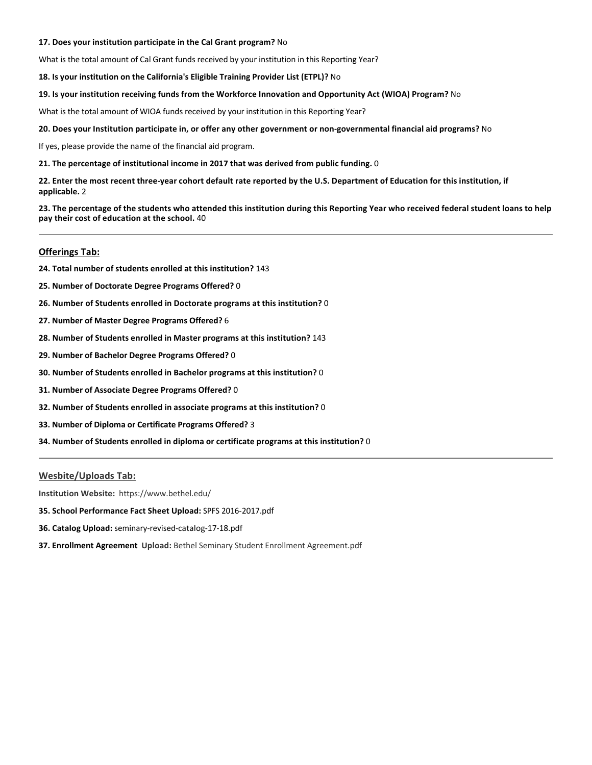**17. Does your institution participate in the Cal Grant program?** No

What is the total amount of Cal Grant funds received by your institution in this Reporting Year?

**18. Is your institution on the California's Eligible Training Provider List (ETPL)?** No

**19. Is your institution receiving funds from the Workforce Innovation and Opportunity Act (WIOA) Program?** No

What is the total amount of WIOA funds received by your institution in this Reporting Year?

**20. Does your Institution participate in, or offer any other government or non-governmental financial aid programs?** No

If yes, please provide the name of the financial aid program.

**21. The percentage of institutional income in 2017 that was derived from public funding.** 0

**22. Enter the most recent three-year cohort default rate reported by the U.S. Department of Education for this institution, if applicable.** 2

**23. The percentage of the students who attended this institution during this Reporting Year who received federal student loans to help pay their cost of education at the school.** 40

---

## Offerings Tab:

**24. Total number of students enrolled at this institution?** 143

**25. Number of Doctorate Degree Programs Offered?** 0

**26. Number of Students enrolled in Doctorate programs at this institution?** 0

**27. Number of Master Degree Programs Offered?** 6

**28. Number of Students enrolled in Master programs at this institution?** 143

**29. Number of Bachelor Degree Programs Offered?** 0

**30. Number of Students enrolled in Bachelor programs at this institution?** 0

**31. Number of Associate Degree Programs Offered?** 0

**32. Number of Students enrolled in associate programs at this institution?** 0

**33. Number of Diploma or Certificate Programs Offered?** 3

**34. Number of Students enrolled in diploma or certificate programs at this institution?** 0

---

## Wesbite/Uploads Tab:

**Institution Website:** https://www.bethel.edu/

**35. School Performance Fact Sheet Upload:** SPFS 2016-2017.pdf

**36. Catalog Upload:** seminary-revised-catalog-17-18.pdf

**37. Enrollment Agreement Upload:** Bethel Seminary Student Enrollment Agreement.pdf